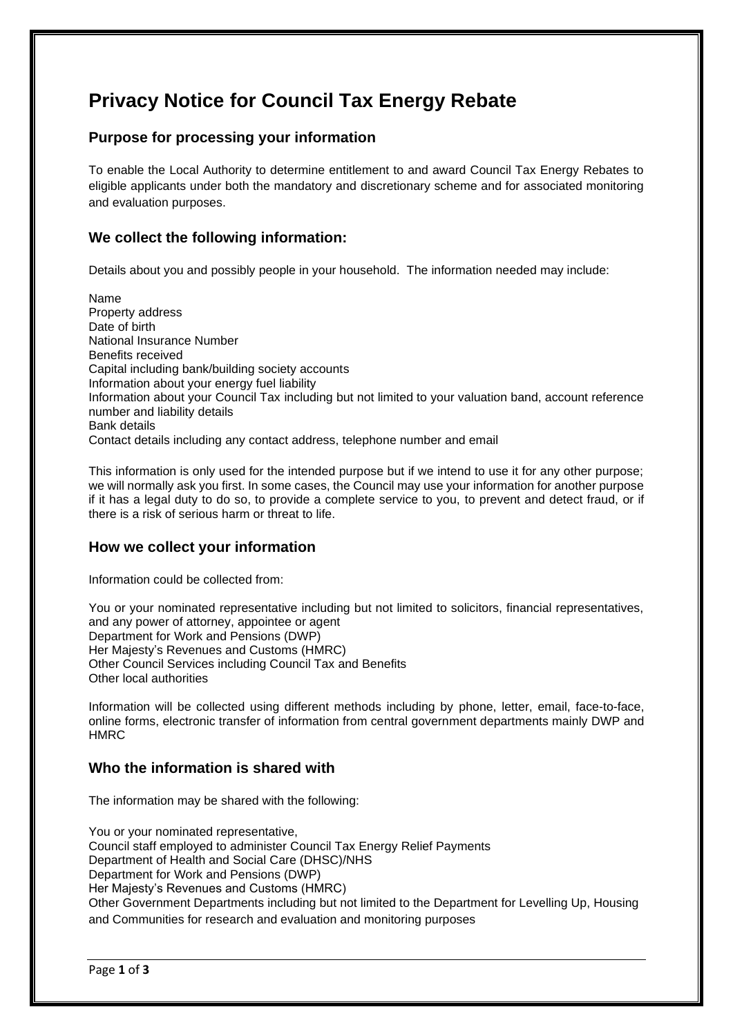# Privacy Notice for Council Tax Energy Rebate

## Purpose for processing your information

To enable the Local Authority to determine entitlement to and award Council Tax Energy Rebates to eligible applicants under both the mandatory and discretionary scheme and for associated monitoring and evaluation purposes.

## We collect the following information:

Details about you and possibly people in your household. The information needed may include:

Name
Property address
Date of birth
National Insurance Number
Benefits received
Capital including bank/building society accounts
Information about your energy fuel liability
Information about your Council Tax including but not limited to your valuation band, account reference number and liability details
Bank details
Contact details including any contact address, telephone number and email

This information is only used for the intended purpose but if we intend to use it for any other purpose; we will normally ask you first. In some cases, the Council may use your information for another purpose if it has a legal duty to do so, to provide a complete service to you, to prevent and detect fraud, or if there is a risk of serious harm or threat to life.

## How we collect your information

Information could be collected from:

You or your nominated representative including but not limited to solicitors, financial representatives, and any power of attorney, appointee or agent
Department for Work and Pensions (DWP)
Her Majesty's Revenues and Customs (HMRC)
Other Council Services including Council Tax and Benefits
Other local authorities

Information will be collected using different methods including by phone, letter, email, face-to-face, online forms, electronic transfer of information from central government departments mainly DWP and HMRC

## Who the information is shared with

The information may be shared with the following:

You or your nominated representative,
Council staff employed to administer Council Tax Energy Relief Payments
Department of Health and Social Care (DHSC)/NHS
Department for Work and Pensions (DWP)
Her Majesty's Revenues and Customs (HMRC)
Other Government Departments including but not limited to the Department for Levelling Up, Housing and Communities for research and evaluation and monitoring purposes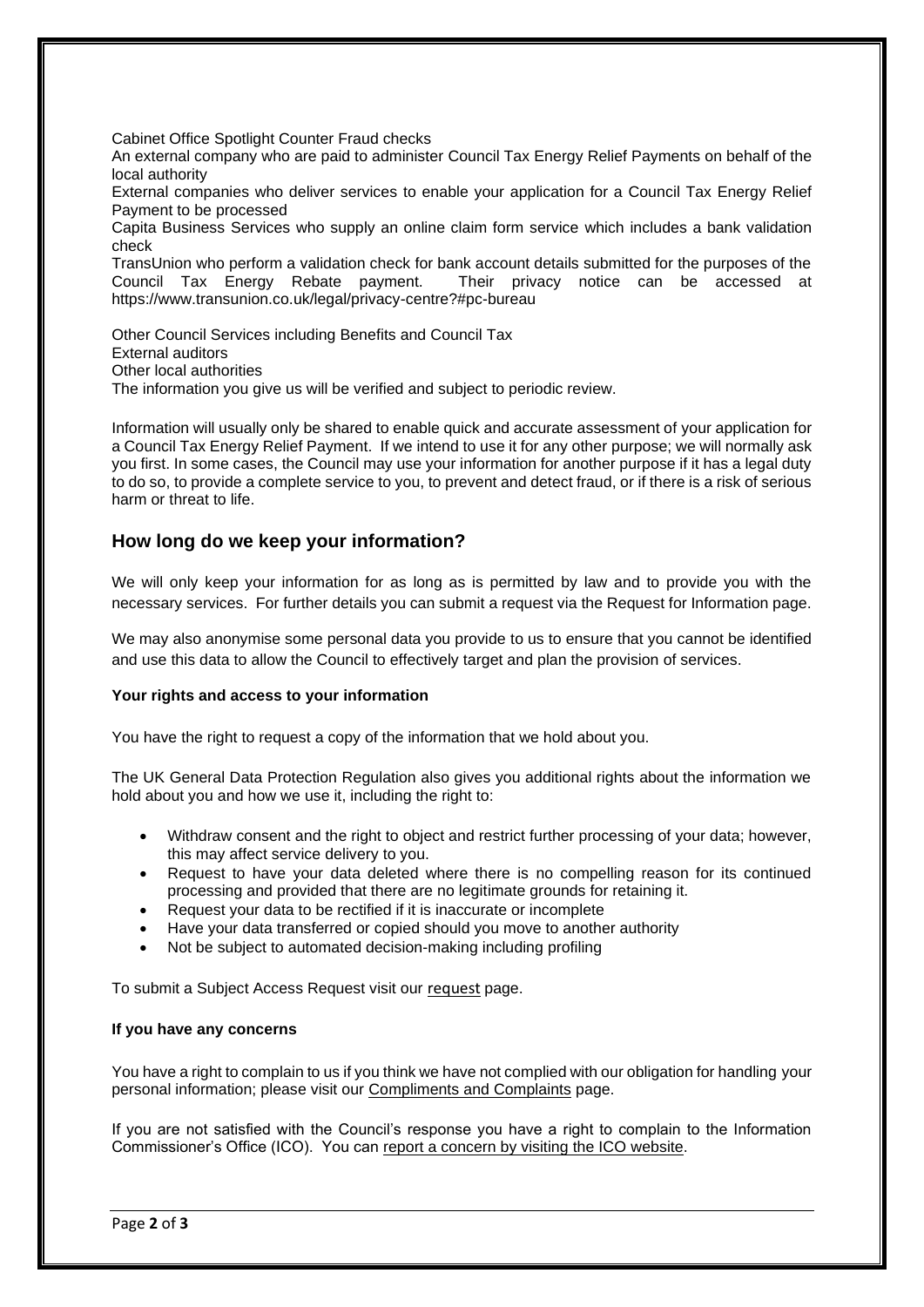Cabinet Office Spotlight Counter Fraud checks

An external company who are paid to administer Council Tax Energy Relief Payments on behalf of the local authority

External companies who deliver services to enable your application for a Council Tax Energy Relief Payment to be processed

Capita Business Services who supply an online claim form service which includes a bank validation check

TransUnion who perform a validation check for bank account details submitted for the purposes of the Council Tax Energy Rebate payment. Their privacy notice can be accessed at https://www.transunion.co.uk/legal/privacy-centre?#pc-bureau

Other Council Services including Benefits and Council Tax

External auditors

Other local authorities

The information you give us will be verified and subject to periodic review.

Information will usually only be shared to enable quick and accurate assessment of your application for a Council Tax Energy Relief Payment. If we intend to use it for any other purpose; we will normally ask you first. In some cases, the Council may use your information for another purpose if it has a legal duty to do so, to provide a complete service to you, to prevent and detect fraud, or if there is a risk of serious harm or threat to life.

## How long do we keep your information?

We will only keep your information for as long as is permitted by law and to provide you with the necessary services. For further details you can submit a request via the Request for Information page.

We may also anonymise some personal data you provide to us to ensure that you cannot be identified and use this data to allow the Council to effectively target and plan the provision of services.

**Your rights and access to your information**

You have the right to request a copy of the information that we hold about you.

The UK General Data Protection Regulation also gives you additional rights about the information we hold about you and how we use it, including the right to:

- Withdraw consent and the right to object and restrict further processing of your data; however, this may affect service delivery to you.
- Request to have your data deleted where there is no compelling reason for its continued processing and provided that there are no legitimate grounds for retaining it.
- Request your data to be rectified if it is inaccurate or incomplete
- Have your data transferred or copied should you move to another authority
- Not be subject to automated decision-making including profiling

To submit a Subject Access Request visit our request page.

**If you have any concerns**

You have a right to complain to us if you think we have not complied with our obligation for handling your personal information; please visit our Compliments and Complaints page.

If you are not satisfied with the Council's response you have a right to complain to the Information Commissioner's Office (ICO). You can report a concern by visiting the ICO website.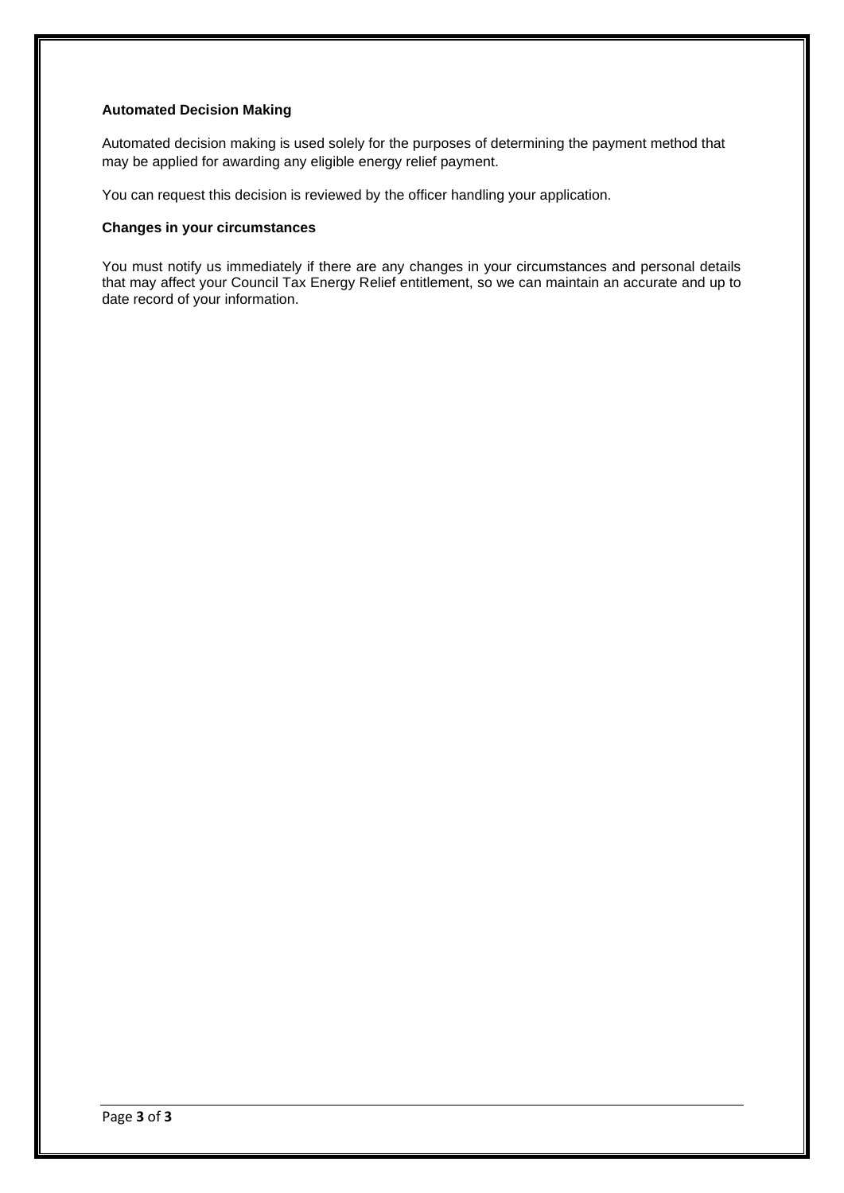**Automated Decision Making**

Automated decision making is used solely for the purposes of determining the payment method that may be applied for awarding any eligible energy relief payment.

You can request this decision is reviewed by the officer handling your application.

**Changes in your circumstances**

You must notify us immediately if there are any changes in your circumstances and personal details that may affect your Council Tax Energy Relief entitlement, so we can maintain an accurate and up to date record of your information.